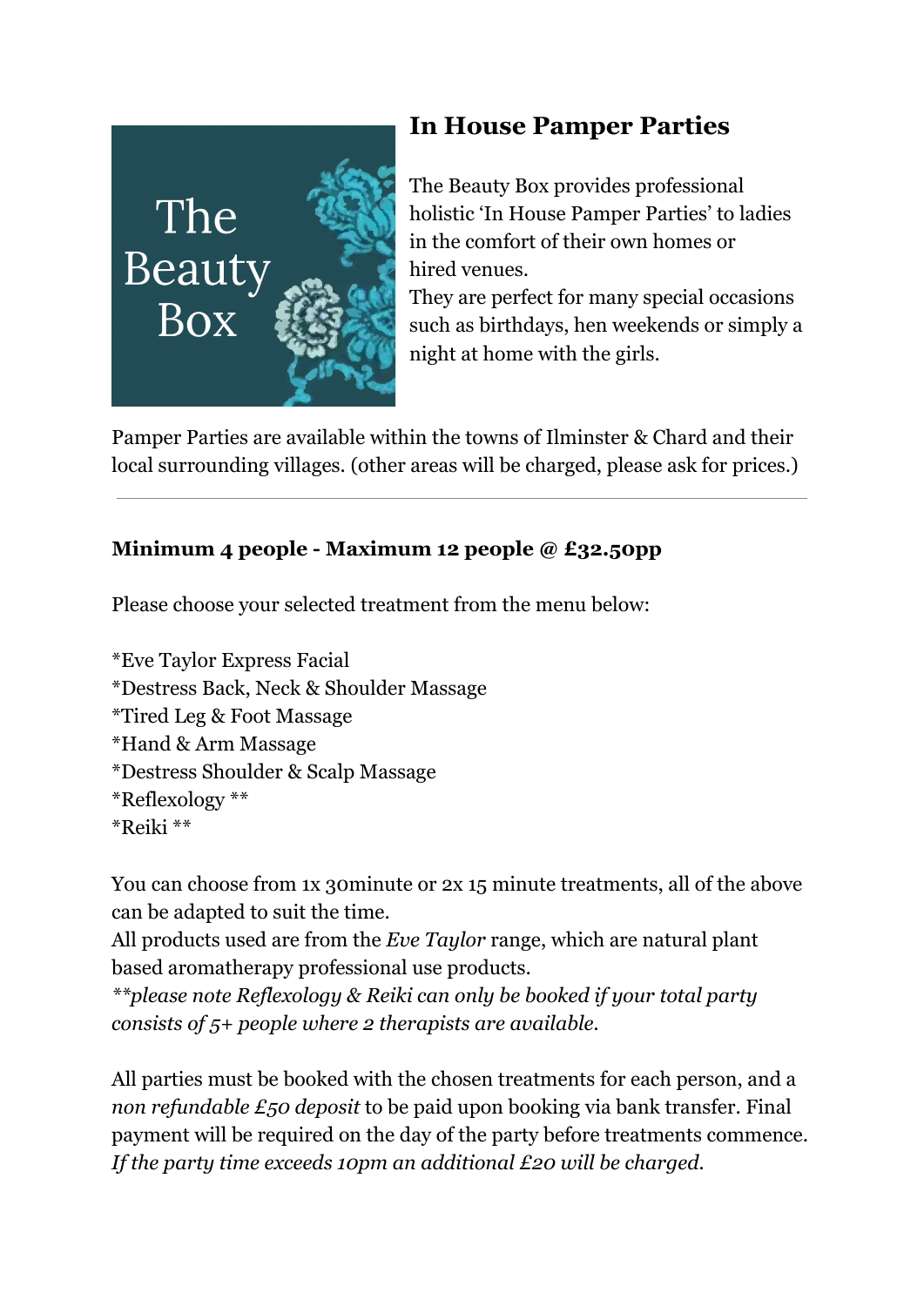The Beauty Box

# In House Pamper Parties

The Beauty Box provides professional holistic 'In House Pamper Parties' to ladies in the comfort of their own homes or hired venues.
They are perfect for many special occasions such as birthdays, hen weekends or simply a night at home with the girls.

Pamper Parties are available within the towns of Ilminster & Chard and their local surrounding villages. (other areas will be charged, please ask for prices.)

---

**Minimum 4 people - Maximum 12 people @ £32.50pp**

Please choose your selected treatment from the menu below:

*Eve Taylor Express Facial
*Destress Back, Neck & Shoulder Massage
*Tired Leg & Foot Massage
*Hand & Arm Massage
*Destress Shoulder & Scalp Massage
*Reflexology **
*Reiki **

You can choose from 1x 30minute or 2x 15 minute treatments, all of the above can be adapted to suit the time.
All products used are from the *Eve Taylor* range, which are natural plant based aromatherapy professional use products.
*\*\*please note Reflexology & Reiki can only be booked if your total party consists of 5+ people where 2 therapists are available.*

All parties must be booked with the chosen treatments for each person, and a *non refundable £50 deposit* to be paid upon booking via bank transfer. Final payment will be required on the day of the party before treatments commence.
*If the party time exceeds 10pm an additional £20 will be charged.*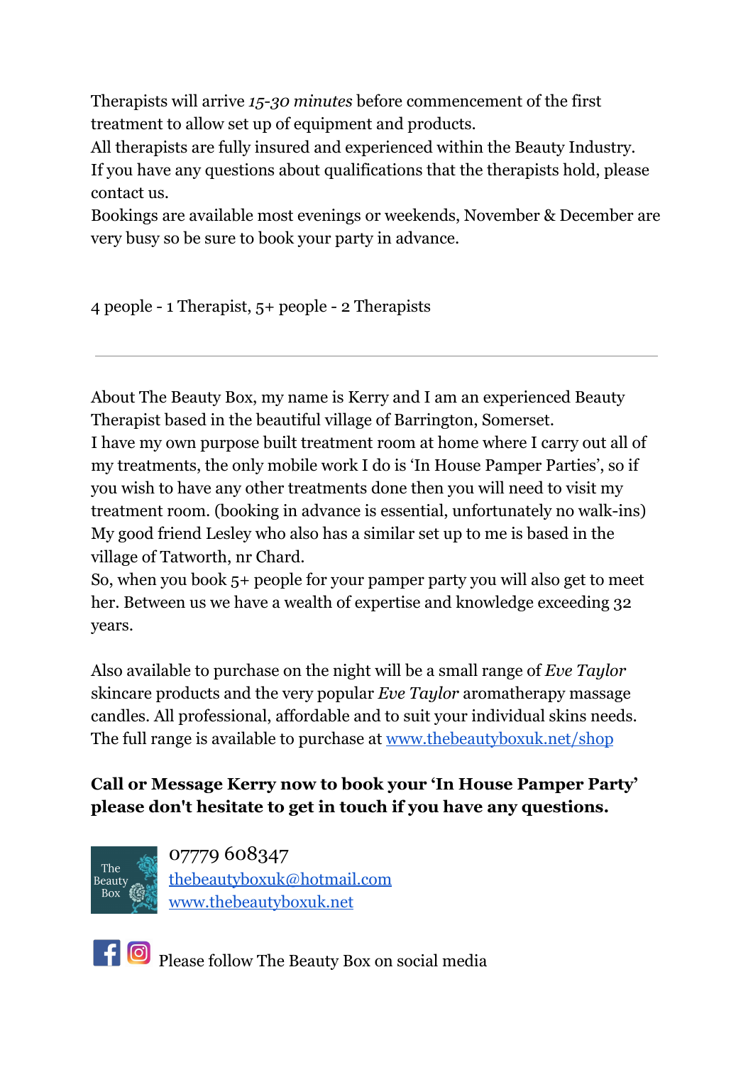Therapists will arrive *15-30 minutes* before commencement of the first treatment to allow set up of equipment and products.
All therapists are fully insured and experienced within the Beauty Industry.
If you have any questions about qualifications that the therapists hold, please contact us.
Bookings are available most evenings or weekends, November & December are very busy so be sure to book your party in advance.

4 people - 1 Therapist, 5+ people - 2 Therapists

---

About The Beauty Box, my name is Kerry and I am an experienced Beauty Therapist based in the beautiful village of Barrington, Somerset.
I have my own purpose built treatment room at home where I carry out all of my treatments, the only mobile work I do is 'In House Pamper Parties', so if you wish to have any other treatments done then you will need to visit my treatment room. (booking in advance is essential, unfortunately no walk-ins)
My good friend Lesley who also has a similar set up to me is based in the village of Tatworth, nr Chard.
So, when you book 5+ people for your pamper party you will also get to meet her. Between us we have a wealth of expertise and knowledge exceeding 32 years.

Also available to purchase on the night will be a small range of *Eve Taylor* skincare products and the very popular *Eve Taylor* aromatherapy massage candles. All professional, affordable and to suit your individual skins needs. The full range is available to purchase at [www.thebeautyboxuk.net/shop](http://www.thebeautyboxuk.net/shop)

**Call or Message Kerry now to book your 'In House Pamper Party' please don't hesitate to get in touch if you have any questions.**

The Beauty Box

07779 608347
[thebeautyboxuk@hotmail.com](mailto:thebeautyboxuk@hotmail.com)
[www.thebeautyboxuk.net](http://www.thebeautyboxuk.net)

Please follow The Beauty Box on social media